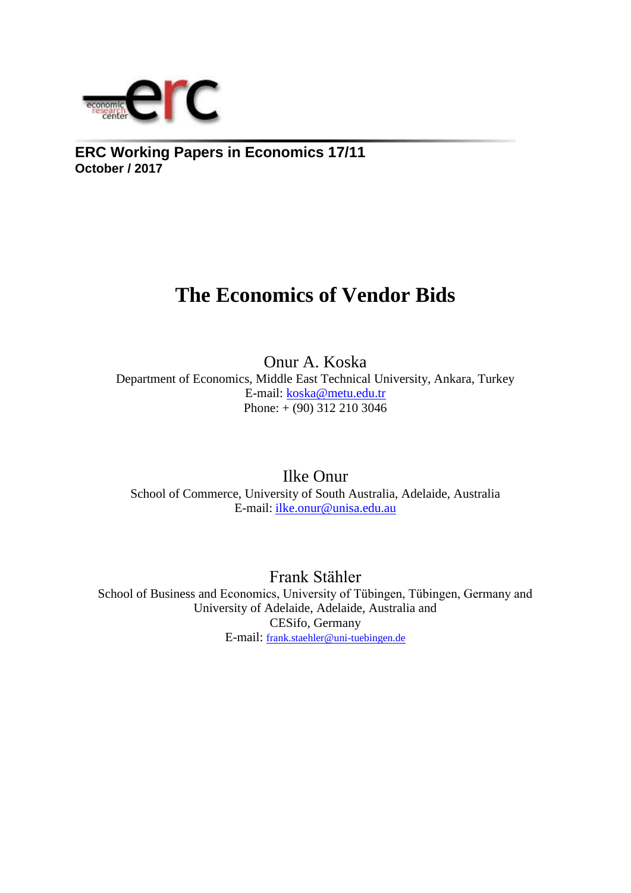**ERC Working Papers in Economics 17/11**
**October / 2017**

# The Economics of Vendor Bids

Onur A. Koska
Department of Economics, Middle East Technical University, Ankara, Turkey
E-mail: koska@metu.edu.tr
Phone: + (90) 312 210 3046

Ilke Onur
School of Commerce, University of South Australia, Adelaide, Australia
E-mail: ilke.onur@unisa.edu.au

Frank Stähler
School of Business and Economics, University of Tübingen, Tübingen, Germany and
University of Adelaide, Adelaide, Australia and
CESifo, Germany
E-mail: frank.staehler@uni-tuebingen.de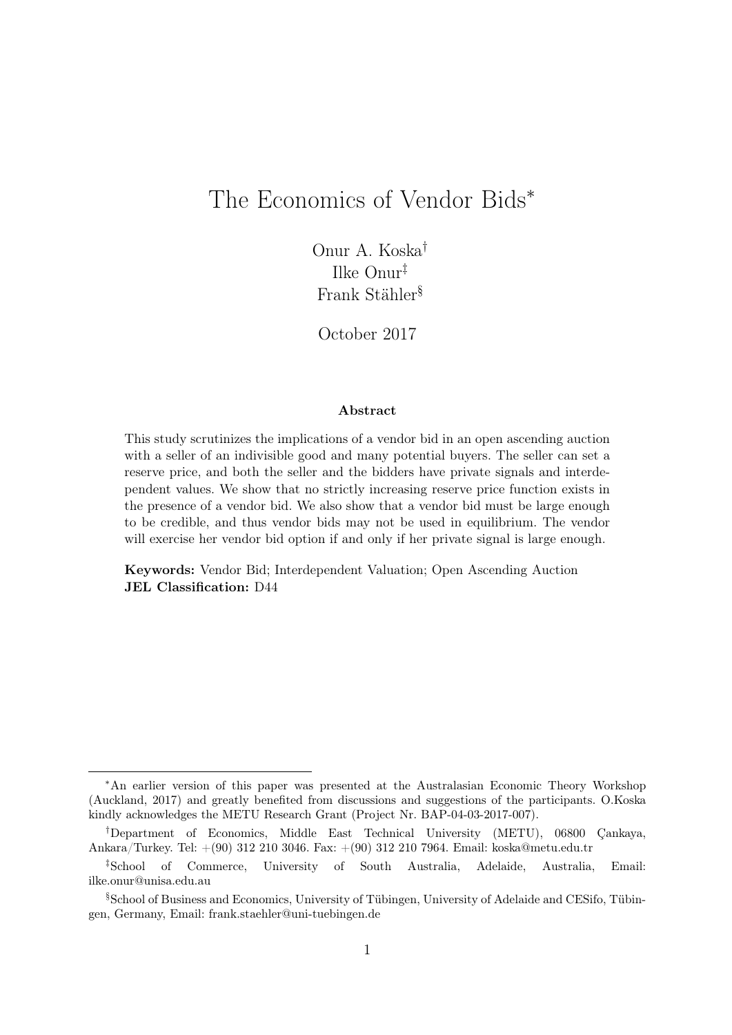# The Economics of Vendor Bids*

Onur A. Koska[†]
Ilke Onur[‡]
Frank Stähler[§]

October 2017

**Abstract**

This study scrutinizes the implications of a vendor bid in an open ascending auction with a seller of an indivisible good and many potential buyers. The seller can set a reserve price, and both the seller and the bidders have private signals and interdependent values. We show that no strictly increasing reserve price function exists in the presence of a vendor bid. We also show that a vendor bid must be large enough to be credible, and thus vendor bids may not be used in equilibrium. The vendor will exercise her vendor bid option if and only if her private signal is large enough.

**Keywords:** Vendor Bid; Interdependent Valuation; Open Ascending Auction
**JEL Classification:** D44

---

*An earlier version of this paper was presented at the Australasian Economic Theory Workshop (Auckland, 2017) and greatly benefited from discussions and suggestions of the participants. O.Koska kindly acknowledges the METU Research Grant (Project Nr. BAP-04-03-2017-007).

[†]Department of Economics, Middle East Technical University (METU), 06800 Çankaya, Ankara/Turkey. Tel: +(90) 312 210 3046. Fax: +(90) 312 210 7964. Email: koska@metu.edu.tr

[‡]School of Commerce, University of South Australia, Adelaide, Australia, Email: ilke.onur@unisa.edu.au

[§]School of Business and Economics, University of Tübingen, University of Adelaide and CESifo, Tübingen, Germany, Email: frank.staehler@uni-tuebingen.de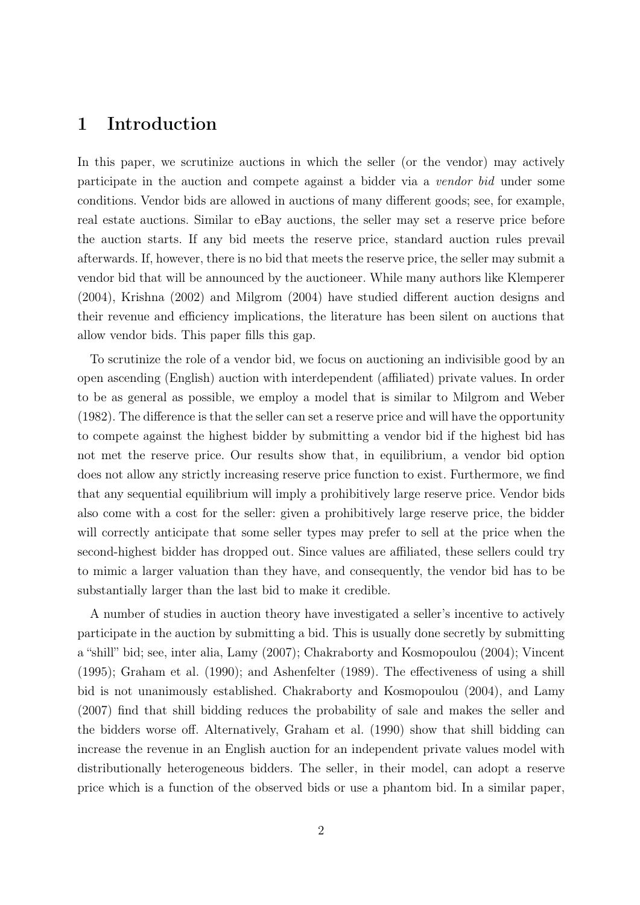# 1 Introduction

In this paper, we scrutinize auctions in which the seller (or the vendor) may actively participate in the auction and compete against a bidder via a *vendor bid* under some conditions. Vendor bids are allowed in auctions of many different goods; see, for example, real estate auctions. Similar to eBay auctions, the seller may set a reserve price before the auction starts. If any bid meets the reserve price, standard auction rules prevail afterwards. If, however, there is no bid that meets the reserve price, the seller may submit a vendor bid that will be announced by the auctioneer. While many authors like Klemperer (2004), Krishna (2002) and Milgrom (2004) have studied different auction designs and their revenue and efficiency implications, the literature has been silent on auctions that allow vendor bids. This paper fills this gap.

To scrutinize the role of a vendor bid, we focus on auctioning an indivisible good by an open ascending (English) auction with interdependent (affiliated) private values. In order to be as general as possible, we employ a model that is similar to Milgrom and Weber (1982). The difference is that the seller can set a reserve price and will have the opportunity to compete against the highest bidder by submitting a vendor bid if the highest bid has not met the reserve price. Our results show that, in equilibrium, a vendor bid option does not allow any strictly increasing reserve price function to exist. Furthermore, we find that any sequential equilibrium will imply a prohibitively large reserve price. Vendor bids also come with a cost for the seller: given a prohibitively large reserve price, the bidder will correctly anticipate that some seller types may prefer to sell at the price when the second-highest bidder has dropped out. Since values are affiliated, these sellers could try to mimic a larger valuation than they have, and consequently, the vendor bid has to be substantially larger than the last bid to make it credible.

A number of studies in auction theory have investigated a seller's incentive to actively participate in the auction by submitting a bid. This is usually done secretly by submitting a "shill" bid; see, inter alia, Lamy (2007); Chakraborty and Kosmopoulou (2004); Vincent (1995); Graham et al. (1990); and Ashenfelter (1989). The effectiveness of using a shill bid is not unanimously established. Chakraborty and Kosmopoulou (2004), and Lamy (2007) find that shill bidding reduces the probability of sale and makes the seller and the bidders worse off. Alternatively, Graham et al. (1990) show that shill bidding can increase the revenue in an English auction for an independent private values model with distributionally heterogeneous bidders. The seller, in their model, can adopt a reserve price which is a function of the observed bids or use a phantom bid. In a similar paper,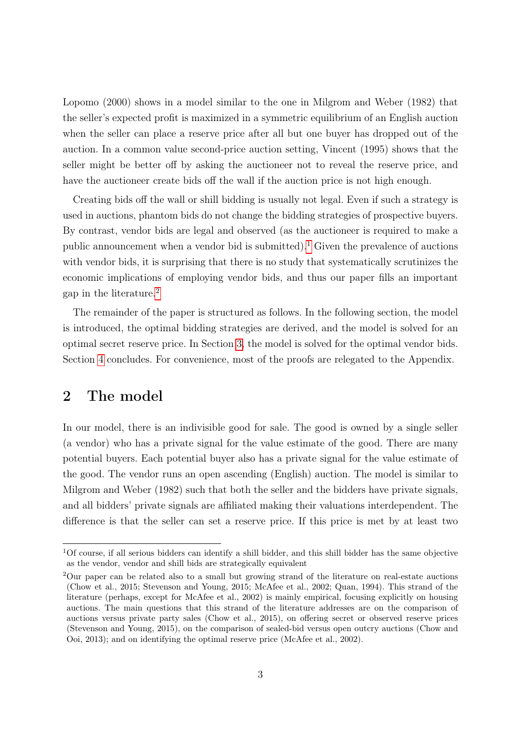Lopomo (2000) shows in a model similar to the one in Milgrom and Weber (1982) that the seller's expected profit is maximized in a symmetric equilibrium of an English auction when the seller can place a reserve price after all but one buyer has dropped out of the auction. In a common value second-price auction setting, Vincent (1995) shows that the seller might be better off by asking the auctioneer not to reveal the reserve price, and have the auctioneer create bids off the wall if the auction price is not high enough.

Creating bids off the wall or shill bidding is usually not legal. Even if such a strategy is used in auctions, phantom bids do not change the bidding strategies of prospective buyers. By contrast, vendor bids are legal and observed (as the auctioneer is required to make a public announcement when a vendor bid is submitted).[1] Given the prevalence of auctions with vendor bids, it is surprising that there is no study that systematically scrutinizes the economic implications of employing vendor bids, and thus our paper fills an important gap in the literature.[2]

The remainder of the paper is structured as follows. In the following section, the model is introduced, the optimal bidding strategies are derived, and the model is solved for an optimal secret reserve price. In Section 3, the model is solved for the optimal vendor bids. Section 4 concludes. For convenience, most of the proofs are relegated to the Appendix.

## 2 The model

In our model, there is an indivisible good for sale. The good is owned by a single seller (a vendor) who has a private signal for the value estimate of the good. There are many potential buyers. Each potential buyer also has a private signal for the value estimate of the good. The vendor runs an open ascending (English) auction. The model is similar to Milgrom and Weber (1982) such that both the seller and the bidders have private signals, and all bidders' private signals are affiliated making their valuations interdependent. The difference is that the seller can set a reserve price. If this price is met by at least two

[1] Of course, if all serious bidders can identify a shill bidder, and this shill bidder has the same objective as the vendor, vendor and shill bids are strategically equivalent

[2] Our paper can be related also to a small but growing strand of the literature on real-estate auctions (Chow et al., 2015; Stevenson and Young, 2015; McAfee et al., 2002; Quan, 1994). This strand of the literature (perhaps, except for McAfee et al., 2002) is mainly empirical, focusing explicitly on housing auctions. The main questions that this strand of the literature addresses are on the comparison of auctions versus private party sales (Chow et al., 2015), on offering secret or observed reserve prices (Stevenson and Young, 2015), on the comparison of sealed-bid versus open outcry auctions (Chow and Ooi, 2013); and on identifying the optimal reserve price (McAfee et al., 2002).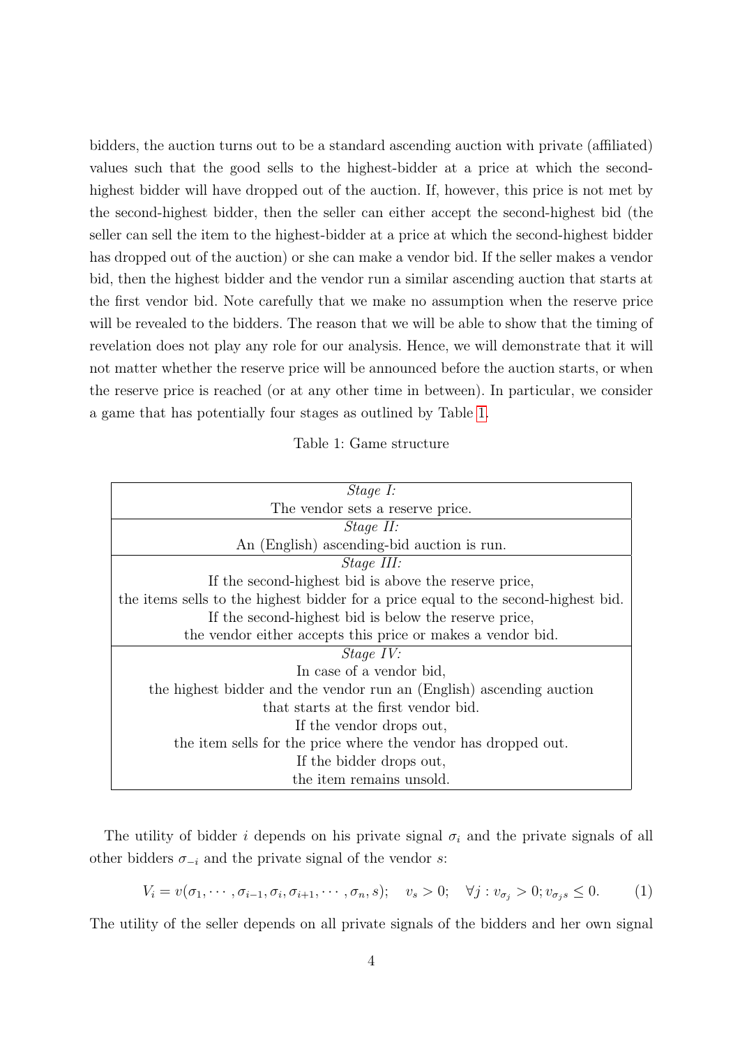bidders, the auction turns out to be a standard ascending auction with private (affiliated) values such that the good sells to the highest-bidder at a price at which the second-highest bidder will have dropped out of the auction. If, however, this price is not met by the second-highest bidder, then the seller can either accept the second-highest bid (the seller can sell the item to the highest-bidder at a price at which the second-highest bidder has dropped out of the auction) or she can make a vendor bid. If the seller makes a vendor bid, then the highest bidder and the vendor run a similar ascending auction that starts at the first vendor bid. Note carefully that we make no assumption when the reserve price will be revealed to the bidders. The reason that we will be able to show that the timing of revelation does not play any role for our analysis. Hence, we will demonstrate that it will not matter whether the reserve price will be announced before the auction starts, or when the reserve price is reached (or at any other time in between). In particular, we consider a game that has potentially four stages as outlined by Table 1.

Table 1: Game structure

| *Stage I:* |
|---|
| The vendor sets a reserve price. |
| *Stage II:* |
| An (English) ascending-bid auction is run. |
| *Stage III:* |
| If the second-highest bid is above the reserve price, the items sells to the highest bidder for a price equal to the second-highest bid. If the second-highest bid is below the reserve price, the vendor either accepts this price or makes a vendor bid. |
| *Stage IV:* |
| In case of a vendor bid, the highest bidder and the vendor run an (English) ascending auction that starts at the first vendor bid. If the vendor drops out, the item sells for the price where the vendor has dropped out. If the bidder drops out, the item remains unsold. |

The utility of bidder $i$ depends on his private signal $\sigma_i$ and the private signals of all other bidders $\sigma_{-i}$ and the private signal of the vendor $s$:

$$V_i = v(\sigma_1, \cdots, \sigma_{i-1}, \sigma_i, \sigma_{i+1}, \cdots, \sigma_n, s); \quad v_s > 0; \quad \forall j : v_{\sigma_j} > 0; v_{\sigma_j s} \leq 0. \tag{1}$$

The utility of the seller depends on all private signals of the bidders and her own signal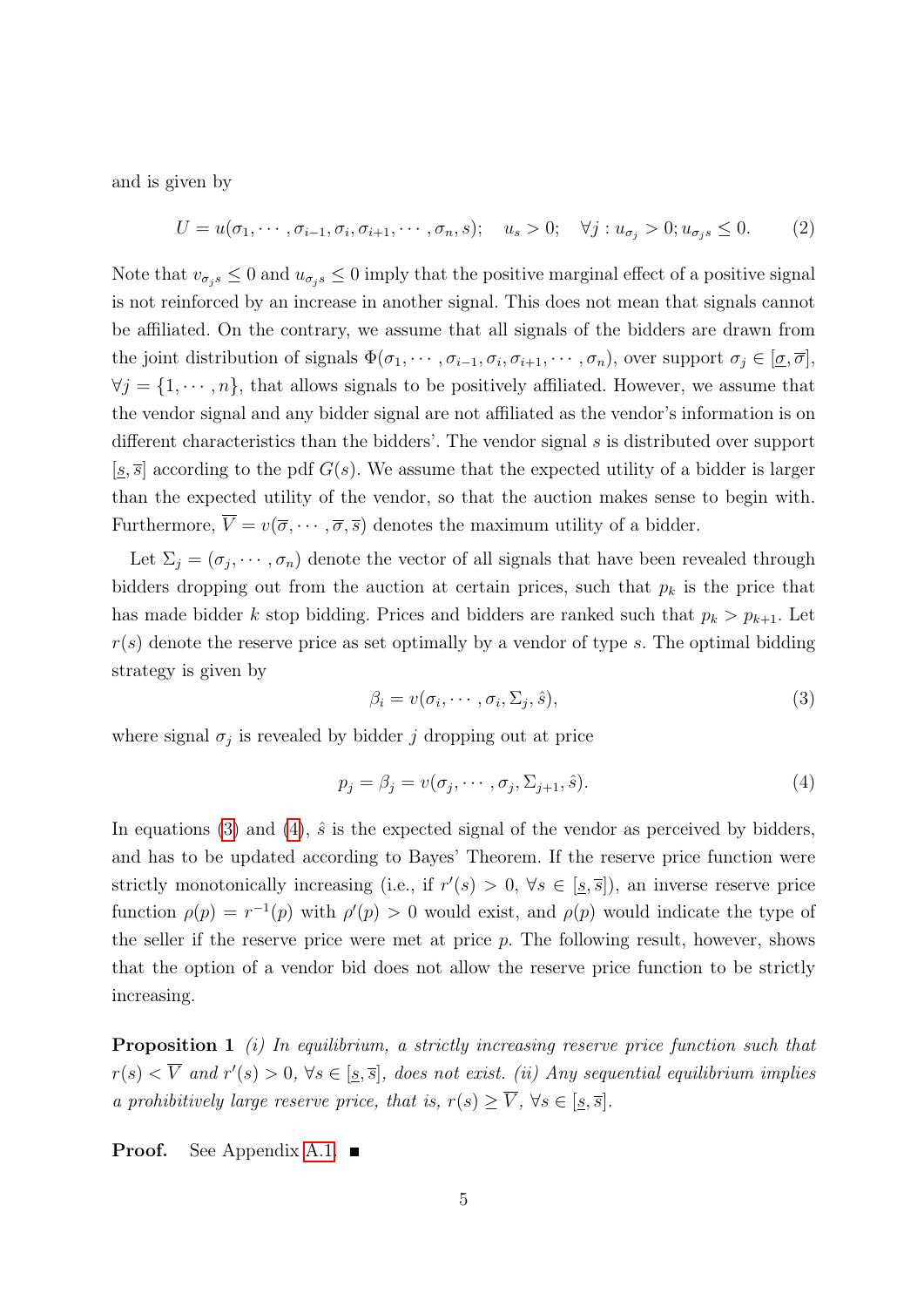and is given by

$$U = u(\sigma_1, \cdots, \sigma_{i-1}, \sigma_i, \sigma_{i+1}, \cdots, \sigma_n, s); \quad u_s > 0; \quad \forall j : u_{\sigma_j} > 0; u_{\sigma_j s} \leq 0. \tag{2}$$

Note that $v_{\sigma_j s} \leq 0$ and $u_{\sigma_j s} \leq 0$ imply that the positive marginal effect of a positive signal is not reinforced by an increase in another signal. This does not mean that signals cannot be affiliated. On the contrary, we assume that all signals of the bidders are drawn from the joint distribution of signals $\Phi(\sigma_1, \cdots, \sigma_{i-1}, \sigma_i, \sigma_{i+1}, \cdots, \sigma_n)$, over support $\sigma_j \in [\underline{\sigma}, \overline{\sigma}]$, $\forall j = \{1, \cdots, n\}$, that allows signals to be positively affiliated. However, we assume that the vendor signal and any bidder signal are not affiliated as the vendor's information is on different characteristics than the bidders'. The vendor signal $s$ is distributed over support $[\underline{s}, \overline{s}]$ according to the pdf $G(s)$. We assume that the expected utility of a bidder is larger than the expected utility of the vendor, so that the auction makes sense to begin with. Furthermore, $\overline{V} = v(\overline{\sigma}, \cdots, \overline{\sigma}, \overline{s})$ denotes the maximum utility of a bidder.

Let $\Sigma_j = (\sigma_j, \cdots, \sigma_n)$ denote the vector of all signals that have been revealed through bidders dropping out from the auction at certain prices, such that $p_k$ is the price that has made bidder $k$ stop bidding. Prices and bidders are ranked such that $p_k > p_{k+1}$. Let $r(s)$ denote the reserve price as set optimally by a vendor of type $s$. The optimal bidding strategy is given by

$$\beta_i = v(\sigma_i, \cdots, \sigma_i, \Sigma_j, \hat{s}), \tag{3}$$

where signal $\sigma_j$ is revealed by bidder $j$ dropping out at price

$$p_j = \beta_j = v(\sigma_j, \cdots, \sigma_j, \Sigma_{j+1}, \hat{s}). \tag{4}$$

In equations (3) and (4), $\hat{s}$ is the expected signal of the vendor as perceived by bidders, and has to be updated according to Bayes' Theorem. If the reserve price function were strictly monotonically increasing (i.e., if $r'(s) > 0$, $\forall s \in [\underline{s}, \overline{s}]$), an inverse reserve price function $\rho(p) = r^{-1}(p)$ with $\rho'(p) > 0$ would exist, and $\rho(p)$ would indicate the type of the seller if the reserve price were met at price $p$. The following result, however, shows that the option of a vendor bid does not allow the reserve price function to be strictly increasing.

**Proposition 1** *(i) In equilibrium, a strictly increasing reserve price function such that $r(s) < \overline{V}$ and $r'(s) > 0$, $\forall s \in [\underline{s}, \overline{s}]$, does not exist. (ii) Any sequential equilibrium implies a prohibitively large reserve price, that is, $r(s) \geq \overline{V}$, $\forall s \in [\underline{s}, \overline{s}]$.*

**Proof.** See Appendix A.1. ■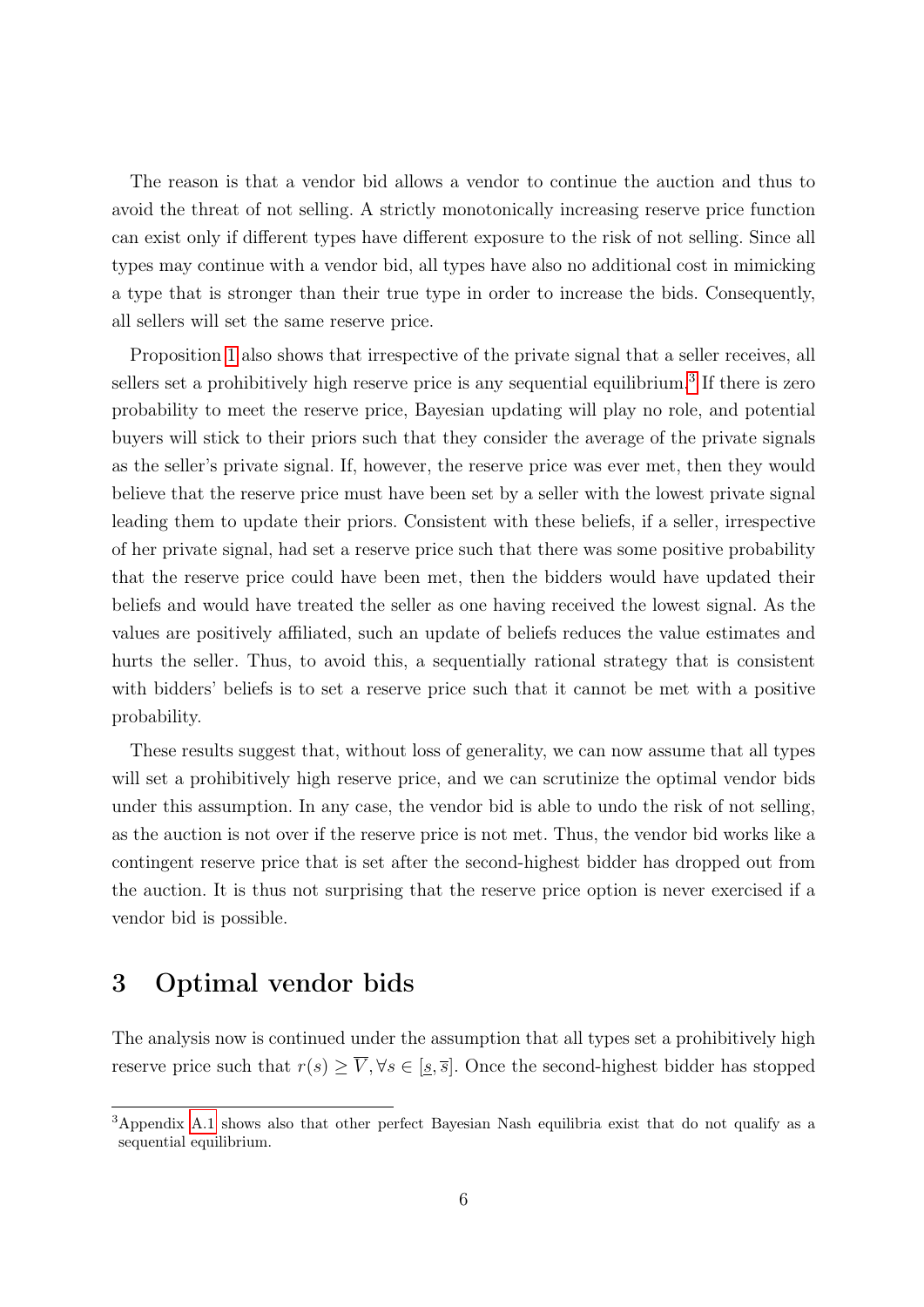The reason is that a vendor bid allows a vendor to continue the auction and thus to avoid the threat of not selling. A strictly monotonically increasing reserve price function can exist only if different types have different exposure to the risk of not selling. Since all types may continue with a vendor bid, all types have also no additional cost in mimicking a type that is stronger than their true type in order to increase the bids. Consequently, all sellers will set the same reserve price.

Proposition 1 also shows that irrespective of the private signal that a seller receives, all sellers set a prohibitively high reserve price is any sequential equilibrium.[3] If there is zero probability to meet the reserve price, Bayesian updating will play no role, and potential buyers will stick to their priors such that they consider the average of the private signals as the seller's private signal. If, however, the reserve price was ever met, then they would believe that the reserve price must have been set by a seller with the lowest private signal leading them to update their priors. Consistent with these beliefs, if a seller, irrespective of her private signal, had set a reserve price such that there was some positive probability that the reserve price could have been met, then the bidders would have updated their beliefs and would have treated the seller as one having received the lowest signal. As the values are positively affiliated, such an update of beliefs reduces the value estimates and hurts the seller. Thus, to avoid this, a sequentially rational strategy that is consistent with bidders' beliefs is to set a reserve price such that it cannot be met with a positive probability.

These results suggest that, without loss of generality, we can now assume that all types will set a prohibitively high reserve price, and we can scrutinize the optimal vendor bids under this assumption. In any case, the vendor bid is able to undo the risk of not selling, as the auction is not over if the reserve price is not met. Thus, the vendor bid works like a contingent reserve price that is set after the second-highest bidder has dropped out from the auction. It is thus not surprising that the reserve price option is never exercised if a vendor bid is possible.

## 3 Optimal vendor bids

The analysis now is continued under the assumption that all types set a prohibitively high reserve price such that $r(s) \geq \overline{V}, \forall s \in [\underline{s}, \overline{s}]$. Once the second-highest bidder has stopped

[3] Appendix A.1 shows also that other perfect Bayesian Nash equilibria exist that do not qualify as a sequential equilibrium.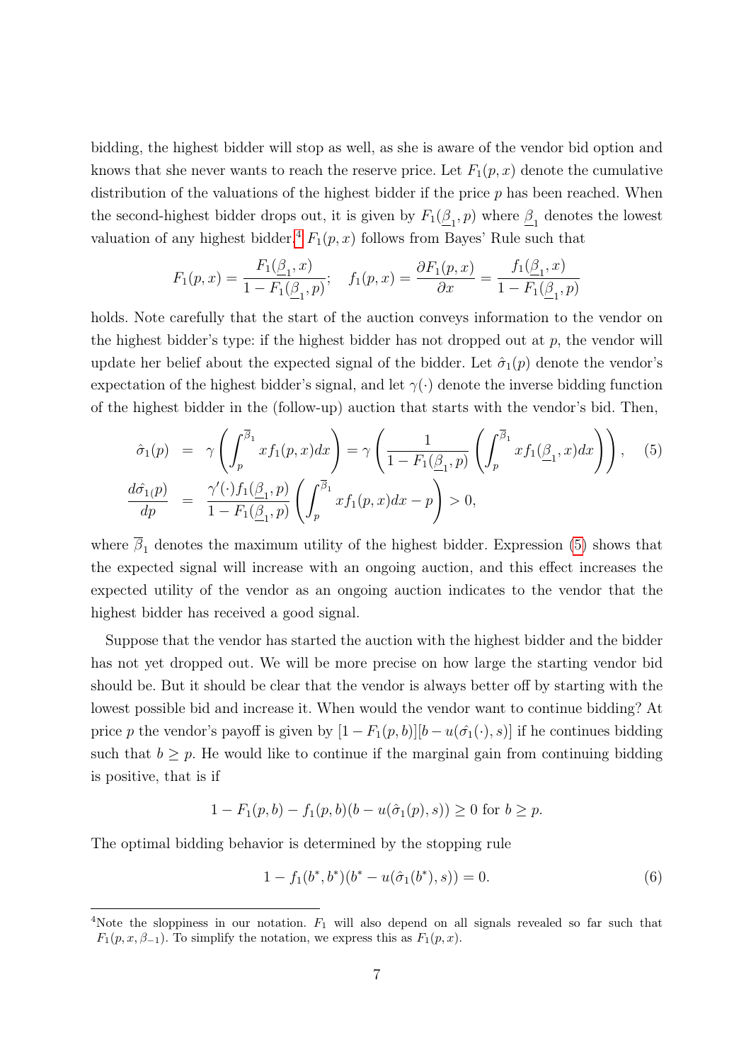bidding, the highest bidder will stop as well, as she is aware of the vendor bid option and knows that she never wants to reach the reserve price. Let $F_1(p, x)$ denote the cumulative distribution of the valuations of the highest bidder if the price $p$ has been reached. When the second-highest bidder drops out, it is given by $F_1(\underline{\beta}_1, p)$ where $\underline{\beta}_1$ denotes the lowest valuation of any highest bidder.[4] $F_1(p, x)$ follows from Bayes' Rule such that

$$F_1(p, x) = \frac{F_1(\underline{\beta}_1, x)}{1 - F_1(\underline{\beta}_1, p)}; \quad f_1(p, x) = \frac{\partial F_1(p, x)}{\partial x} = \frac{f_1(\underline{\beta}_1, x)}{1 - F_1(\underline{\beta}_1, p)}$$

holds. Note carefully that the start of the auction conveys information to the vendor on the highest bidder's type: if the highest bidder has not dropped out at $p$, the vendor will update her belief about the expected signal of the bidder. Let $\hat{\sigma}_1(p)$ denote the vendor's expectation of the highest bidder's signal, and let $\gamma(\cdot)$ denote the inverse bidding function of the highest bidder in the (follow-up) auction that starts with the vendor's bid. Then,

$$\begin{aligned} \hat{\sigma}_1(p) &= \gamma\left(\int_p^{\overline{\beta}_1} x f_1(p, x) dx\right) = \gamma\left(\frac{1}{1 - F_1(\underline{\beta}_1, p)}\left(\int_p^{\overline{\beta}_1} x f_1(\underline{\beta}_1, x) dx\right)\right), \quad (5) \\ \frac{d\hat{\sigma}_1(p)}{dp} &= \frac{\gamma'(\cdot) f_1(\underline{\beta}_1, p)}{1 - F_1(\underline{\beta}_1, p)}\left(\int_p^{\overline{\beta}_1} x f_1(p, x) dx - p\right) > 0, \end{aligned}$$

where $\overline{\beta}_1$ denotes the maximum utility of the highest bidder. Expression (5) shows that the expected signal will increase with an ongoing auction, and this effect increases the expected utility of the vendor as an ongoing auction indicates to the vendor that the highest bidder has received a good signal.

Suppose that the vendor has started the auction with the highest bidder and the bidder has not yet dropped out. We will be more precise on how large the starting vendor bid should be. But it should be clear that the vendor is always better off by starting with the lowest possible bid and increase it. When would the vendor want to continue bidding? At price $p$ the vendor's payoff is given by $[1 - F_1(p, b)][b - u(\hat{\sigma}_1(\cdot), s)]$ if he continues bidding such that $b \geq p$. He would like to continue if the marginal gain from continuing bidding is positive, that is if

$$1 - F_1(p, b) - f_1(p, b)(b - u(\hat{\sigma}_1(p), s)) \geq 0 \text{ for } b \geq p.$$

The optimal bidding behavior is determined by the stopping rule

$$1 - f_1(b^*, b^*)(b^* - u(\hat{\sigma}_1(b^*), s)) = 0. \quad (6)$$

[4]Note the sloppiness in our notation. $F_1$ will also depend on all signals revealed so far such that $F_1(p, x, \beta_{-1})$. To simplify the notation, we express this as $F_1(p, x)$.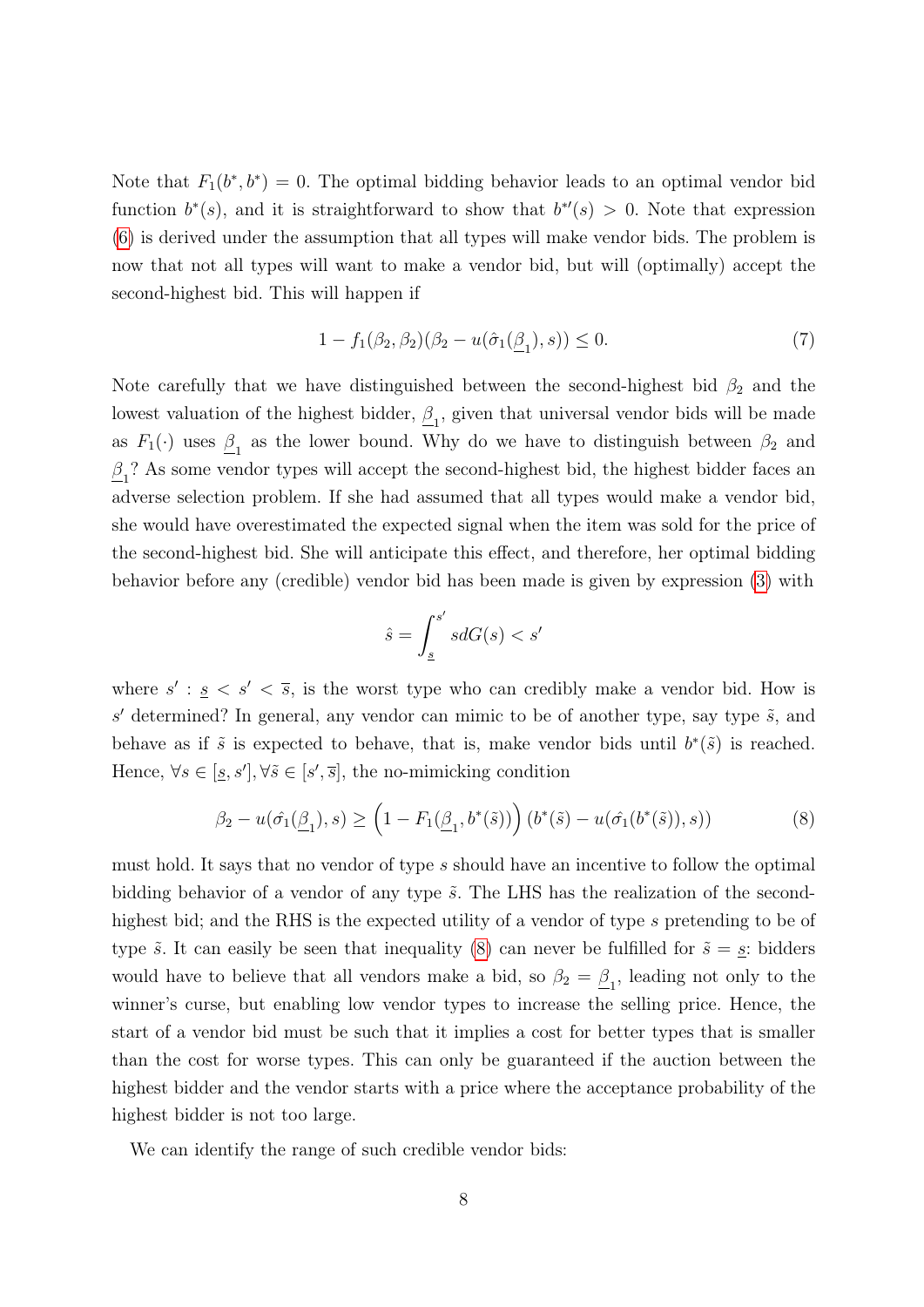Note that $F_1(b^*, b^*) = 0$. The optimal bidding behavior leads to an optimal vendor bid function $b^*(s)$, and it is straightforward to show that $b^{*\prime}(s) > 0$. Note that expression (6) is derived under the assumption that all types will make vendor bids. The problem is now that not all types will want to make a vendor bid, but will (optimally) accept the second-highest bid. This will happen if

$$1 - f_1(\beta_2, \beta_2)(\beta_2 - u(\hat{\sigma}_1(\underline{\beta}_1), s)) \leq 0. \tag{7}$$

Note carefully that we have distinguished between the second-highest bid $\beta_2$ and the lowest valuation of the highest bidder, $\underline{\beta}_1$, given that universal vendor bids will be made as $F_1(\cdot)$ uses $\underline{\beta}_1$ as the lower bound. Why do we have to distinguish between $\beta_2$ and $\underline{\beta}_1$? As some vendor types will accept the second-highest bid, the highest bidder faces an adverse selection problem. If she had assumed that all types would make a vendor bid, she would have overestimated the expected signal when the item was sold for the price of the second-highest bid. She will anticipate this effect, and therefore, her optimal bidding behavior before any (credible) vendor bid has been made is given by expression (3) with

$$\hat{s} = \int_{\underline{s}}^{s'} s dG(s) < s'$$

where $s' : \underline{s} < s' < \overline{s}$, is the worst type who can credibly make a vendor bid. How is $s'$ determined? In general, any vendor can mimic to be of another type, say type $\tilde{s}$, and behave as if $\tilde{s}$ is expected to behave, that is, make vendor bids until $b^*(\tilde{s})$ is reached. Hence, $\forall s \in [\underline{s}, s'], \forall \tilde{s} \in [s', \overline{s}]$, the no-mimicking condition

$$\beta_2 - u(\hat{\sigma_1}(\underline{\beta}_1), s) \geq \left(1 - F_1(\underline{\beta}_1, b^*(\tilde{s}))\right)(b^*(\tilde{s}) - u(\hat{\sigma_1}(b^*(\tilde{s})), s)) \tag{8}$$

must hold. It says that no vendor of type $s$ should have an incentive to follow the optimal bidding behavior of a vendor of any type $\tilde{s}$. The LHS has the realization of the second-highest bid; and the RHS is the expected utility of a vendor of type $s$ pretending to be of type $\tilde{s}$. It can easily be seen that inequality (8) can never be fulfilled for $\tilde{s} = \underline{s}$: bidders would have to believe that all vendors make a bid, so $\beta_2 = \underline{\beta}_1$, leading not only to the winner's curse, but enabling low vendor types to increase the selling price. Hence, the start of a vendor bid must be such that it implies a cost for better types that is smaller than the cost for worse types. This can only be guaranteed if the auction between the highest bidder and the vendor starts with a price where the acceptance probability of the highest bidder is not too large.

We can identify the range of such credible vendor bids: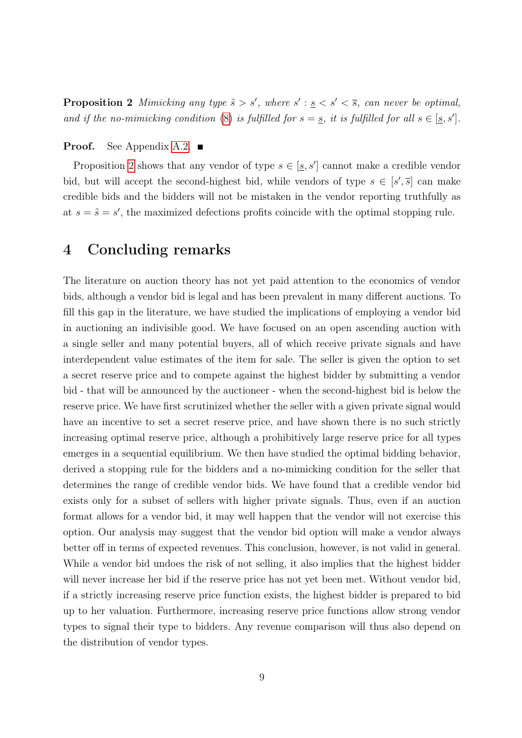**Proposition 2** *Mimicking any type $\tilde{s} > s'$, where $s' : \underline{s} < s' < \overline{s}$, can never be optimal, and if the no-mimicking condition (8) is fulfilled for $s = \underline{s}$, it is fulfilled for all $s \in [\underline{s}, s']$.*

**Proof.** See Appendix A.2. ∎

Proposition 2 shows that any vendor of type $s \in [\underline{s}, s']$ cannot make a credible vendor bid, but will accept the second-highest bid, while vendors of type $s \in [s', \overline{s}]$ can make credible bids and the bidders will not be mistaken in the vendor reporting truthfully as at $s = \tilde{s} = s'$, the maximized defections profits coincide with the optimal stopping rule.

# 4 Concluding remarks

The literature on auction theory has not yet paid attention to the economics of vendor bids, although a vendor bid is legal and has been prevalent in many different auctions. To fill this gap in the literature, we have studied the implications of employing a vendor bid in auctioning an indivisible good. We have focused on an open ascending auction with a single seller and many potential buyers, all of which receive private signals and have interdependent value estimates of the item for sale. The seller is given the option to set a secret reserve price and to compete against the highest bidder by submitting a vendor bid - that will be announced by the auctioneer - when the second-highest bid is below the reserve price. We have first scrutinized whether the seller with a given private signal would have an incentive to set a secret reserve price, and have shown there is no such strictly increasing optimal reserve price, although a prohibitively large reserve price for all types emerges in a sequential equilibrium. We then have studied the optimal bidding behavior, derived a stopping rule for the bidders and a no-mimicking condition for the seller that determines the range of credible vendor bids. We have found that a credible vendor bid exists only for a subset of sellers with higher private signals. Thus, even if an auction format allows for a vendor bid, it may well happen that the vendor will not exercise this option. Our analysis may suggest that the vendor bid option will make a vendor always better off in terms of expected revenues. This conclusion, however, is not valid in general. While a vendor bid undoes the risk of not selling, it also implies that the highest bidder will never increase her bid if the reserve price has not yet been met. Without vendor bid, if a strictly increasing reserve price function exists, the highest bidder is prepared to bid up to her valuation. Furthermore, increasing reserve price functions allow strong vendor types to signal their type to bidders. Any revenue comparison will thus also depend on the distribution of vendor types.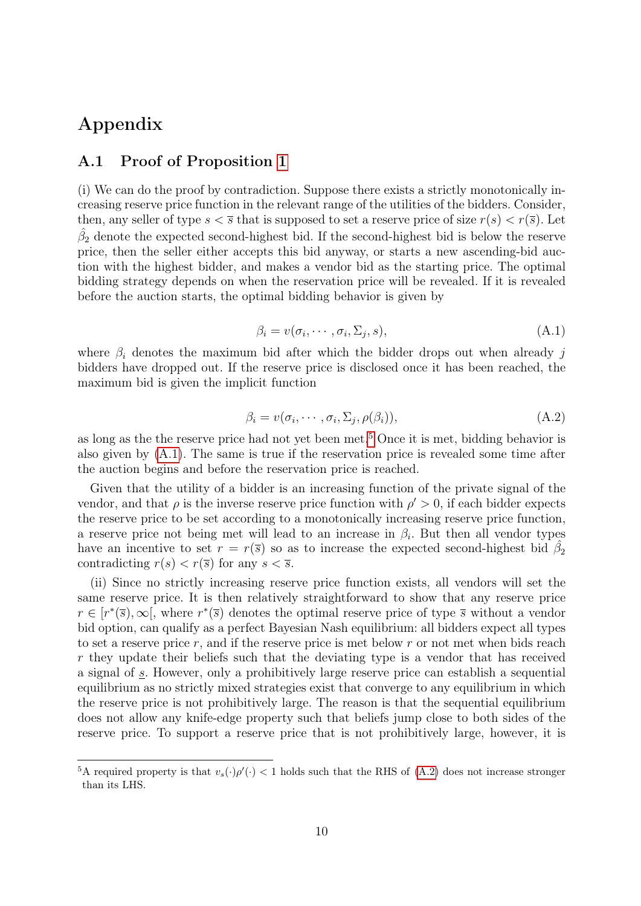# Appendix

## A.1 Proof of Proposition 1

(i) We can do the proof by contradiction. Suppose there exists a strictly monotonically increasing reserve price function in the relevant range of the utilities of the bidders. Consider, then, any seller of type $s < \overline{s}$ that is supposed to set a reserve price of size $r(s) < r(\overline{s})$. Let $\hat{\beta}_2$ denote the expected second-highest bid. If the second-highest bid is below the reserve price, then the seller either accepts this bid anyway, or starts a new ascending-bid auction with the highest bidder, and makes a vendor bid as the starting price. The optimal bidding strategy depends on when the reservation price will be revealed. If it is revealed before the auction starts, the optimal bidding behavior is given by

$$\beta_i = v(\sigma_i, \cdots, \sigma_i, \Sigma_j, s), \tag{A.1}$$

where $\beta_i$ denotes the maximum bid after which the bidder drops out when already $j$ bidders have dropped out. If the reserve price is disclosed once it has been reached, the maximum bid is given the implicit function

$$\beta_i = v(\sigma_i, \cdots, \sigma_i, \Sigma_j, \rho(\beta_i)), \tag{A.2}$$

as long as the the reserve price had not yet been met.[5] Once it is met, bidding behavior is also given by (A.1). The same is true if the reservation price is revealed some time after the auction begins and before the reservation price is reached.

Given that the utility of a bidder is an increasing function of the private signal of the vendor, and that $\rho$ is the inverse reserve price function with $\rho' > 0$, if each bidder expects the reserve price to be set according to a monotonically increasing reserve price function, a reserve price not being met will lead to an increase in $\beta_i$. But then all vendor types have an incentive to set $r = r(\overline{s})$ so as to increase the expected second-highest bid $\hat{\beta}_2$ contradicting $r(s) < r(\overline{s})$ for any $s < \overline{s}$.

(ii) Since no strictly increasing reserve price function exists, all vendors will set the same reserve price. It is then relatively straightforward to show that any reserve price $r \in [r^*(\overline{s}), \infty[$, where $r^*(\overline{s})$ denotes the optimal reserve price of type $\overline{s}$ without a vendor bid option, can qualify as a perfect Bayesian Nash equilibrium: all bidders expect all types to set a reserve price $r$, and if the reserve price is met below $r$ or not met when bids reach $r$ they update their beliefs such that the deviating type is a vendor that has received a signal of $\underline{s}$. However, only a prohibitively large reserve price can establish a sequential equilibrium as no strictly mixed strategies exist that converge to any equilibrium in which the reserve price is not prohibitively large. The reason is that the sequential equilibrium does not allow any knife-edge property such that beliefs jump close to both sides of the reserve price. To support a reserve price that is not prohibitively large, however, it is

[5] A required property is that $v_s(\cdot)\rho'(\cdot) < 1$ holds such that the RHS of (A.2) does not increase stronger than its LHS.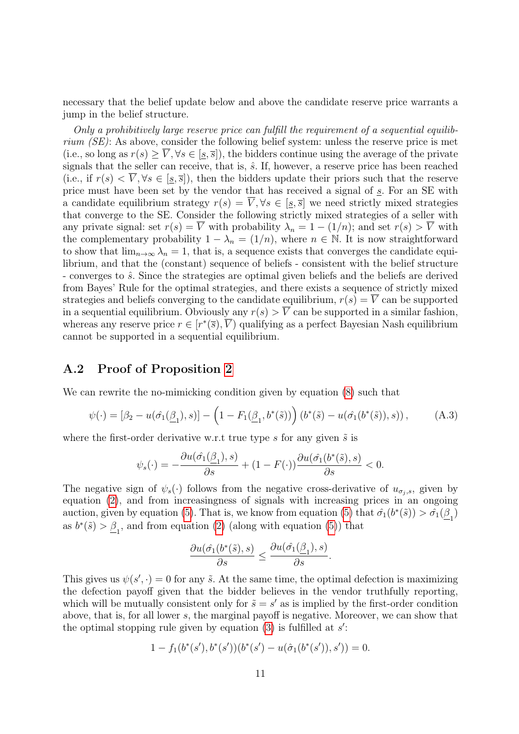necessary that the belief update below and above the candidate reserve price warrants a jump in the belief structure.

*Only a prohibitively large reserve price can fulfill the requirement of a sequential equilibrium (SE)*: As above, consider the following belief system: unless the reserve price is met (i.e., so long as $r(s) \geq \overline{V}, \forall s \in [\underline{s}, \overline{s}]$), the bidders continue using the average of the private signals that the seller can receive, that is, $\hat{s}$. If, however, a reserve price has been reached (i.e., if $r(s) < \overline{V}, \forall s \in [\underline{s}, \overline{s}]$), then the bidders update their priors such that the reserve price must have been set by the vendor that has received a signal of $\underline{s}$. For an SE with a candidate equilibrium strategy $r(s) = \overline{V}, \forall s \in [\underline{s}, \overline{s}]$ we need strictly mixed strategies that converge to the SE. Consider the following strictly mixed strategies of a seller with any private signal: set $r(s) = \overline{V}$ with probability $\lambda_n = 1 - (1/n)$; and set $r(s) > \overline{V}$ with the complementary probability $1 - \lambda_n = (1/n)$, where $n \in \mathbb{N}$. It is now straightforward to show that $\lim_{n \to \infty} \lambda_n = 1$, that is, a sequence exists that converges the candidate equilibrium, and that the (constant) sequence of beliefs - consistent with the belief structure - converges to $\hat{s}$. Since the strategies are optimal given beliefs and the beliefs are derived from Bayes' Rule for the optimal strategies, and there exists a sequence of strictly mixed strategies and beliefs converging to the candidate equilibrium, $r(s) = \overline{V}$ can be supported in a sequential equilibrium. Obviously any $r(s) > \overline{V}$ can be supported in a similar fashion, whereas any reserve price $r \in [r^*(\overline{s}), \overline{V})$ qualifying as a perfect Bayesian Nash equilibrium cannot be supported in a sequential equilibrium.

## A.2 Proof of Proposition 2

We can rewrite the no-mimicking condition given by equation (8) such that

$$\psi(\cdot) = [\beta_2 - u(\hat{\sigma_1}(\underline{\beta}_1), s)] - \Big(1 - F_1(\underline{\beta}_1, b^*(\tilde{s}))\Big) \left(b^*(\tilde{s}) - u(\hat{\sigma_1}(b^*(\tilde{s})), s)\right), \tag{A.3}$$

where the first-order derivative w.r.t true type $s$ for any given $\tilde{s}$ is

$$\psi_s(\cdot) = -\frac{\partial u(\hat{\sigma_1}(\underline{\beta}_1), s)}{\partial s} + (1 - F(\cdot))\frac{\partial u(\hat{\sigma_1}(b^*(\tilde{s}), s)}{\partial s} < 0.$$

The negative sign of $\psi_s(\cdot)$ follows from the negative cross-derivative of $u_{\sigma_j, s}$, given by equation (2), and from increasingness of signals with increasing prices in an ongoing auction, given by equation (5). That is, we know from equation (5) that $\hat{\sigma_1}(b^*(\tilde{s})) > \hat{\sigma_1}(\underline{\beta}_1)$ as $b^*(\tilde{s}) > \underline{\beta}_1$, and from equation (2) (along with equation (5)) that

$$\frac{\partial u(\hat{\sigma_1}(b^*(\tilde{s}), s)}{\partial s} \leq \frac{\partial u(\hat{\sigma_1}(\underline{\beta}_1), s)}{\partial s}.$$

This gives us $\psi(s', \cdot) = 0$ for any $\tilde{s}$. At the same time, the optimal defection is maximizing the defection payoff given that the bidder believes in the vendor truthfully reporting, which will be mutually consistent only for $\tilde{s} = s'$ as is implied by the first-order condition above, that is, for all lower $s$, the marginal payoff is negative. Moreover, we can show that the optimal stopping rule given by equation (3) is fulfilled at $s'$:

$$1 - f_1(b^*(s'), b^*(s'))(b^*(s') - u(\hat{\sigma}_1(b^*(s')), s')) = 0.$$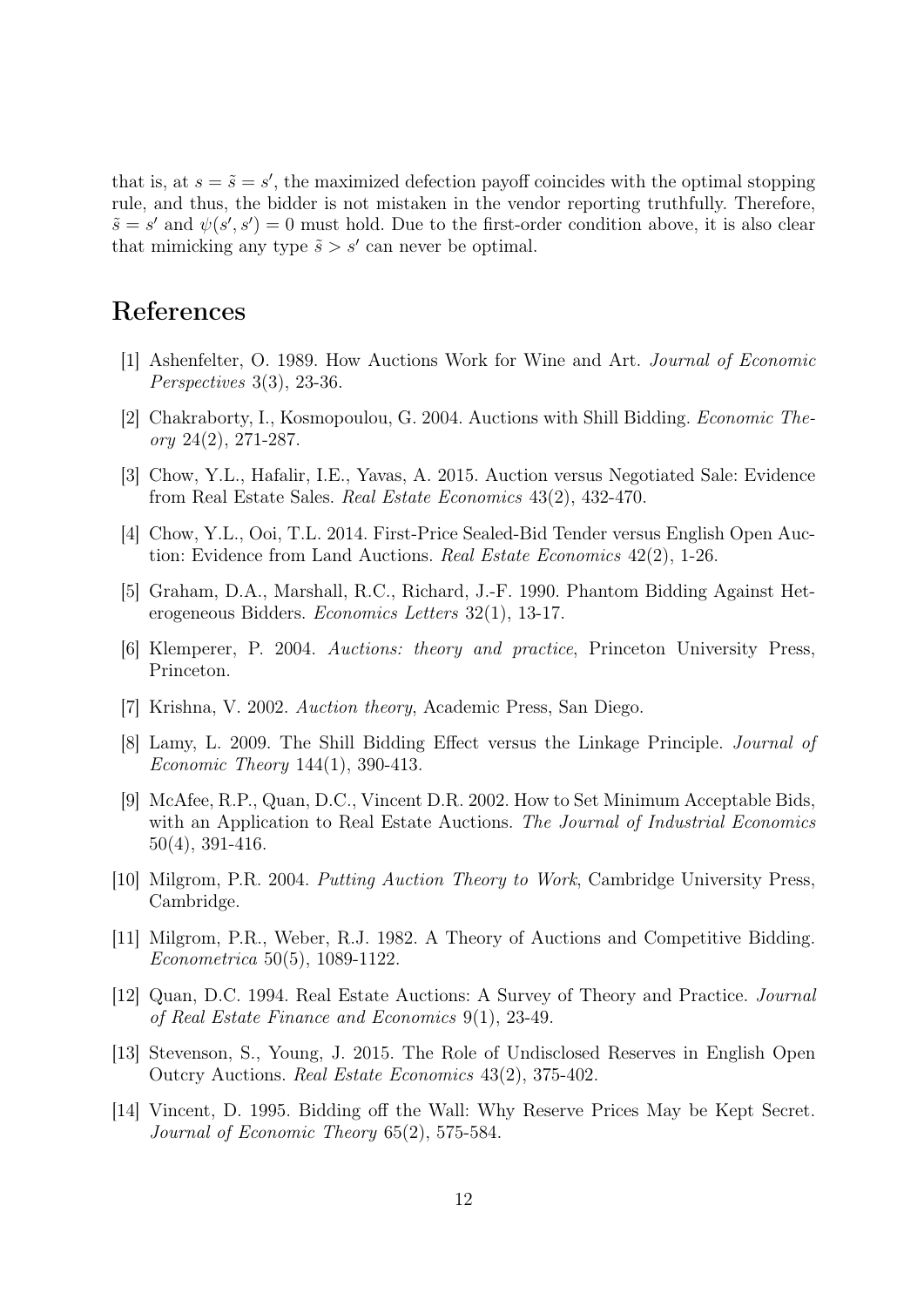that is, at $s = \tilde{s} = s'$, the maximized defection payoff coincides with the optimal stopping rule, and thus, the bidder is not mistaken in the vendor reporting truthfully. Therefore, $\tilde{s} = s'$ and $\psi(s', s') = 0$ must hold. Due to the first-order condition above, it is also clear that mimicking any type $\tilde{s} > s'$ can never be optimal.

# References

[1] Ashenfelter, O. 1989. How Auctions Work for Wine and Art. *Journal of Economic Perspectives* 3(3), 23-36.

[2] Chakraborty, I., Kosmopoulou, G. 2004. Auctions with Shill Bidding. *Economic Theory* 24(2), 271-287.

[3] Chow, Y.L., Hafalir, I.E., Yavas, A. 2015. Auction versus Negotiated Sale: Evidence from Real Estate Sales. *Real Estate Economics* 43(2), 432-470.

[4] Chow, Y.L., Ooi, T.L. 2014. First-Price Sealed-Bid Tender versus English Open Auction: Evidence from Land Auctions. *Real Estate Economics* 42(2), 1-26.

[5] Graham, D.A., Marshall, R.C., Richard, J.-F. 1990. Phantom Bidding Against Heterogeneous Bidders. *Economics Letters* 32(1), 13-17.

[6] Klemperer, P. 2004. *Auctions: theory and practice*, Princeton University Press, Princeton.

[7] Krishna, V. 2002. *Auction theory*, Academic Press, San Diego.

[8] Lamy, L. 2009. The Shill Bidding Effect versus the Linkage Principle. *Journal of Economic Theory* 144(1), 390-413.

[9] McAfee, R.P., Quan, D.C., Vincent D.R. 2002. How to Set Minimum Acceptable Bids, with an Application to Real Estate Auctions. *The Journal of Industrial Economics* 50(4), 391-416.

[10] Milgrom, P.R. 2004. *Putting Auction Theory to Work*, Cambridge University Press, Cambridge.

[11] Milgrom, P.R., Weber, R.J. 1982. A Theory of Auctions and Competitive Bidding. *Econometrica* 50(5), 1089-1122.

[12] Quan, D.C. 1994. Real Estate Auctions: A Survey of Theory and Practice. *Journal of Real Estate Finance and Economics* 9(1), 23-49.

[13] Stevenson, S., Young, J. 2015. The Role of Undisclosed Reserves in English Open Outcry Auctions. *Real Estate Economics* 43(2), 375-402.

[14] Vincent, D. 1995. Bidding off the Wall: Why Reserve Prices May be Kept Secret. *Journal of Economic Theory* 65(2), 575-584.